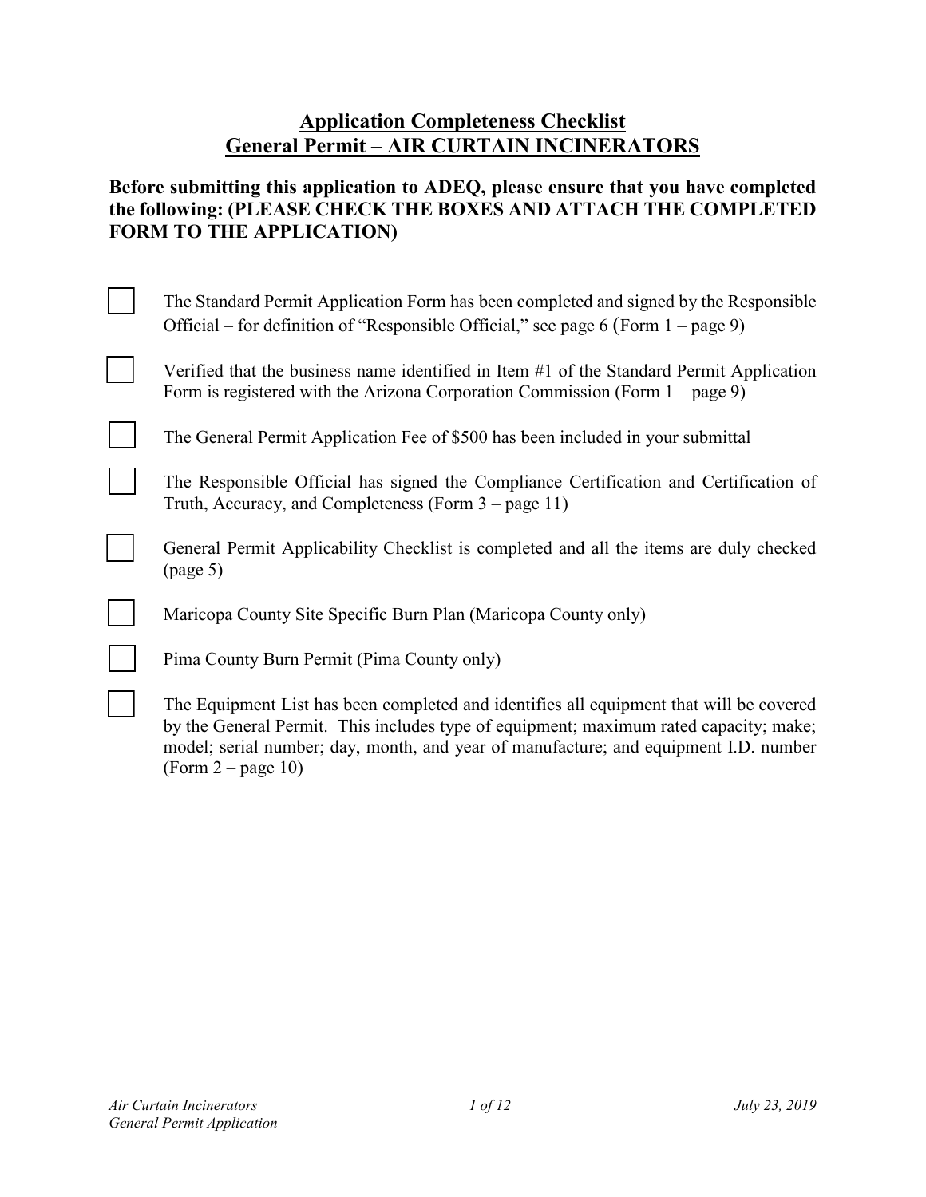# Application Completeness Checklist
# General Permit – AIR CURTAIN INCINERATORS

**Before submitting this application to ADEQ, please ensure that you have completed the following: (PLEASE CHECK THE BOXES AND ATTACH THE COMPLETED FORM TO THE APPLICATION)**

- [ ] The Standard Permit Application Form has been completed and signed by the Responsible Official – for definition of "Responsible Official," see page 6 (Form 1 – page 9)
- [ ] Verified that the business name identified in Item #1 of the Standard Permit Application Form is registered with the Arizona Corporation Commission (Form 1 – page 9)
- [ ] The General Permit Application Fee of $500 has been included in your submittal
- [ ] The Responsible Official has signed the Compliance Certification and Certification of Truth, Accuracy, and Completeness (Form 3 – page 11)
- [ ] General Permit Applicability Checklist is completed and all the items are duly checked (page 5)
- [ ] Maricopa County Site Specific Burn Plan (Maricopa County only)
- [ ] Pima County Burn Permit (Pima County only)
- [ ] The Equipment List has been completed and identifies all equipment that will be covered by the General Permit. This includes type of equipment; maximum rated capacity; make; model; serial number; day, month, and year of manufacture; and equipment I.D. number (Form 2 – page 10)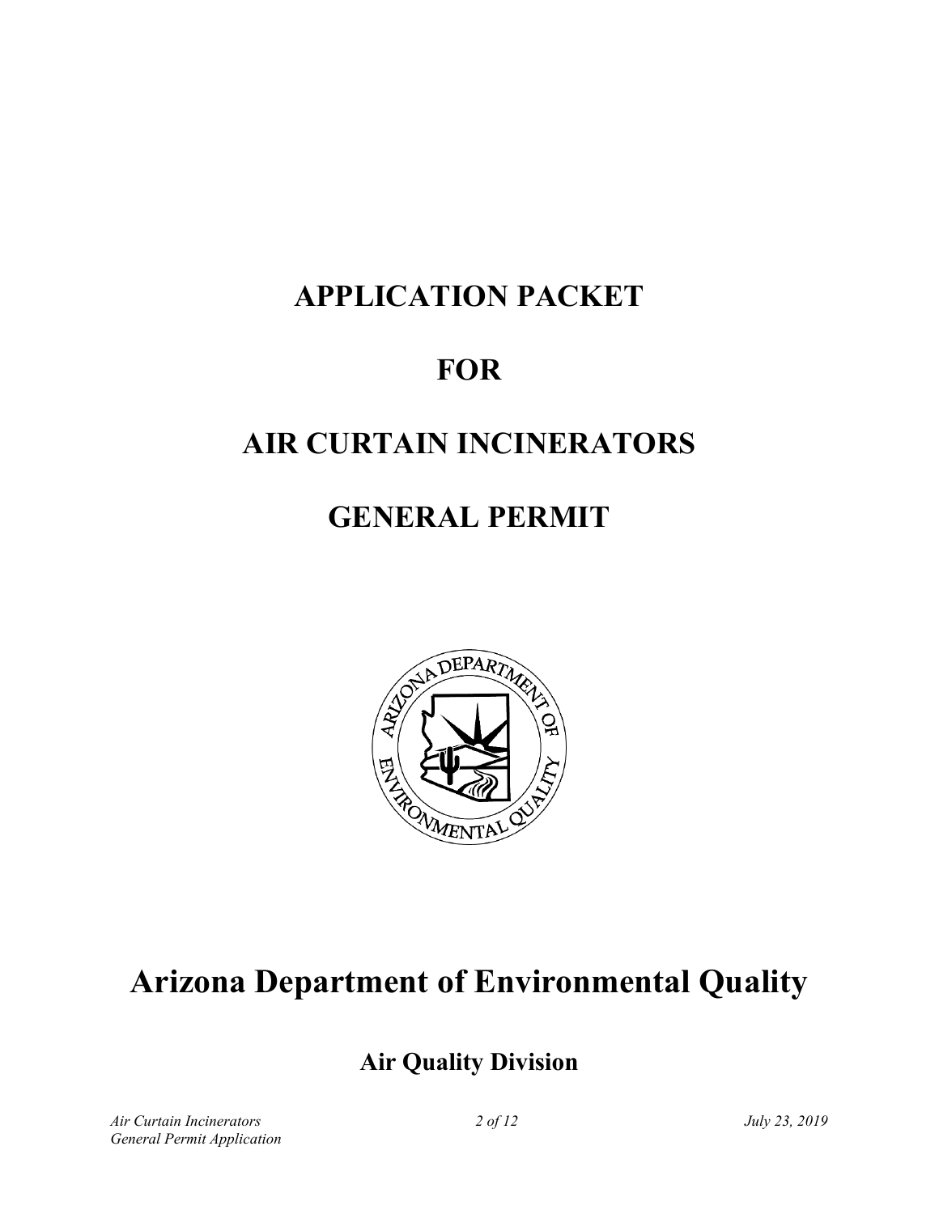# APPLICATION PACKET

# FOR

# AIR CURTAIN INCINERATORS

# GENERAL PERMIT

# Arizona Department of Environmental Quality

## Air Quality Division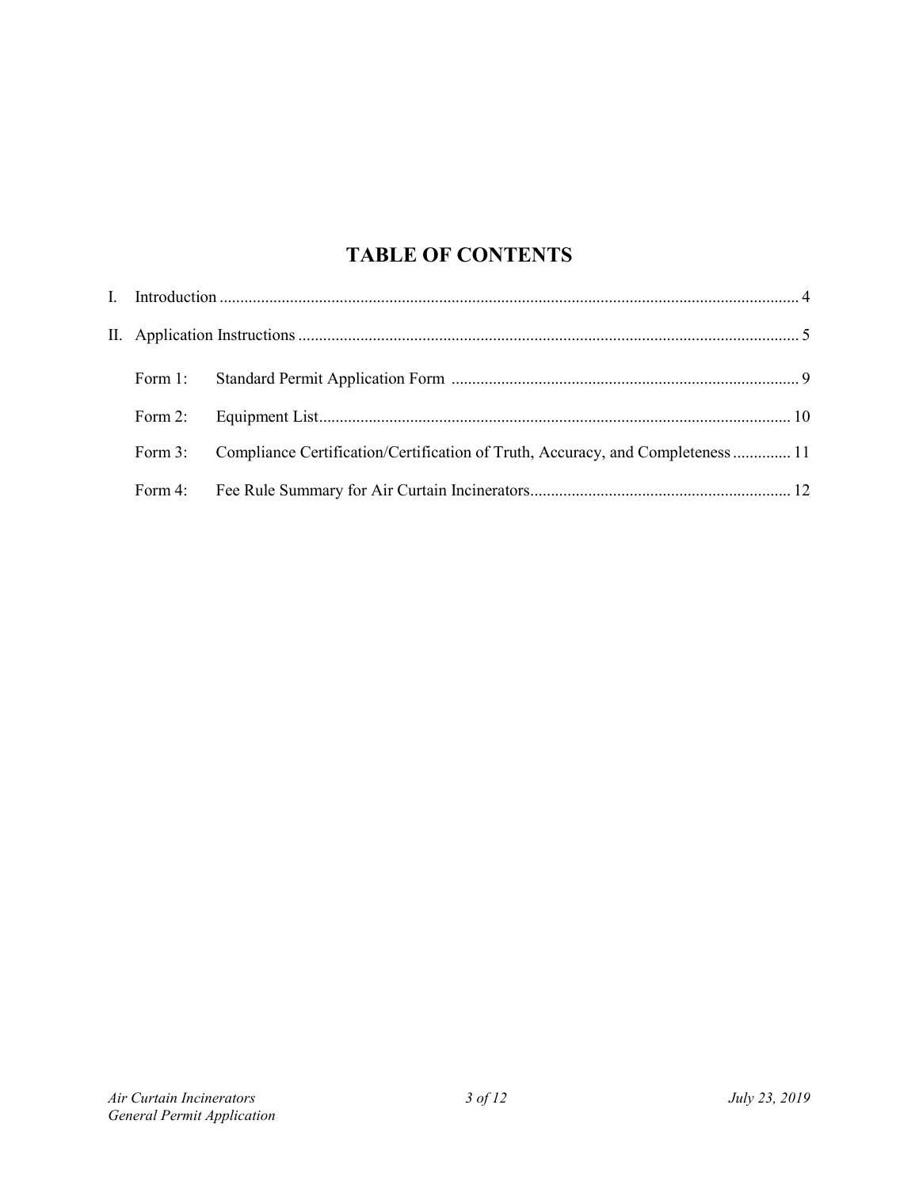# TABLE OF CONTENTS

I. Introduction ........................................................................................................................................ 4

II. Application Instructions ..................................................................................................................... 5

Form 1: Standard Permit Application Form ................................................................................... 9

Form 2: Equipment List................................................................................................................. 10

Form 3: Compliance Certification/Certification of Truth, Accuracy, and Completeness .............. 11

Form 4: Fee Rule Summary for Air Curtain Incinerators.............................................................. 12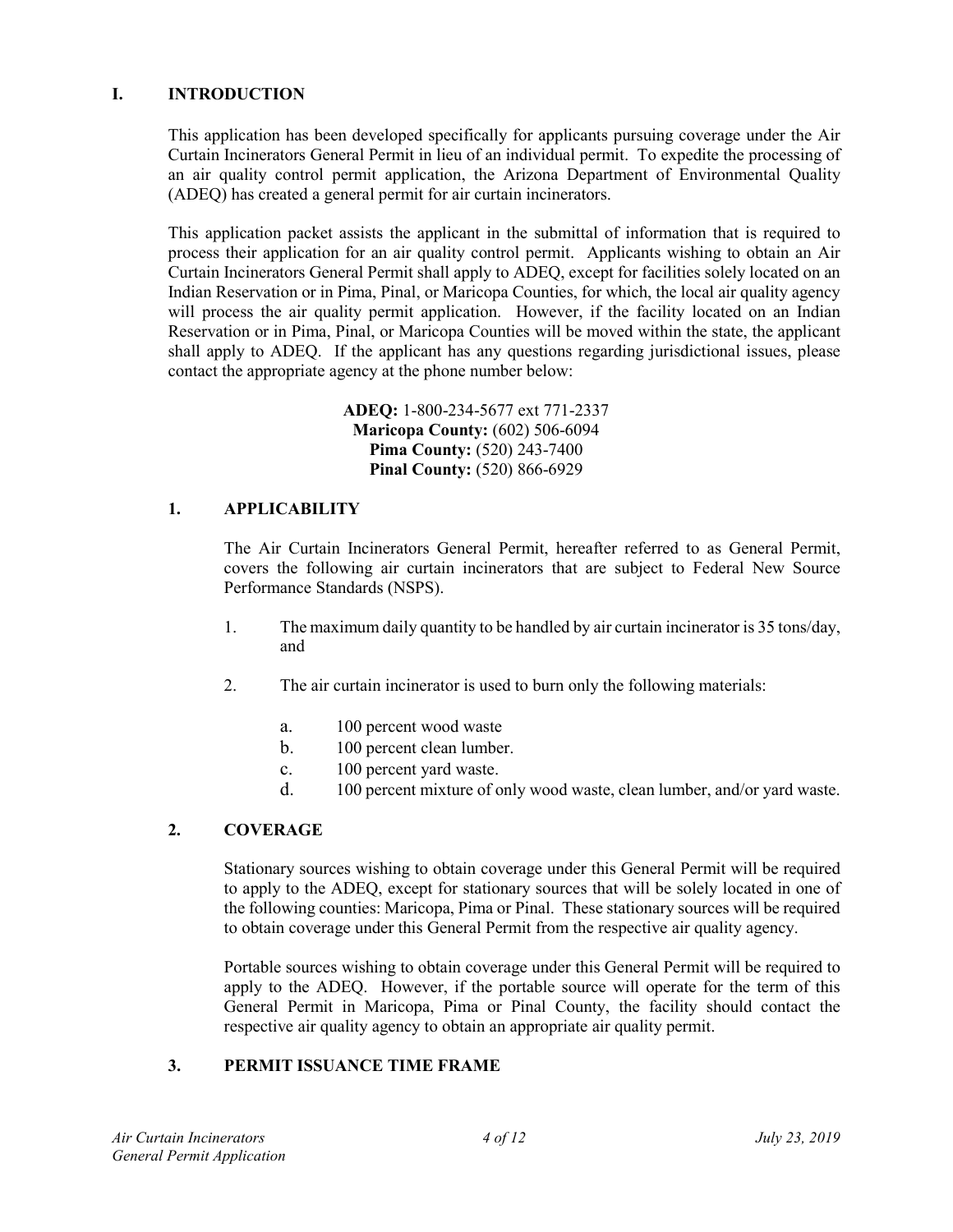## I. INTRODUCTION

This application has been developed specifically for applicants pursuing coverage under the Air Curtain Incinerators General Permit in lieu of an individual permit. To expedite the processing of an air quality control permit application, the Arizona Department of Environmental Quality (ADEQ) has created a general permit for air curtain incinerators.

This application packet assists the applicant in the submittal of information that is required to process their application for an air quality control permit. Applicants wishing to obtain an Air Curtain Incinerators General Permit shall apply to ADEQ, except for facilities solely located on an Indian Reservation or in Pima, Pinal, or Maricopa Counties, for which, the local air quality agency will process the air quality permit application. However, if the facility located on an Indian Reservation or in Pima, Pinal, or Maricopa Counties will be moved within the state, the applicant shall apply to ADEQ. If the applicant has any questions regarding jurisdictional issues, please contact the appropriate agency at the phone number below:

**ADEQ:** 1-800-234-5677 ext 771-2337
**Maricopa County:** (602) 506-6094
**Pima County:** (520) 243-7400
**Pinal County:** (520) 866-6929

### 1. APPLICABILITY

The Air Curtain Incinerators General Permit, hereafter referred to as General Permit, covers the following air curtain incinerators that are subject to Federal New Source Performance Standards (NSPS).

1. The maximum daily quantity to be handled by air curtain incinerator is 35 tons/day, and

2. The air curtain incinerator is used to burn only the following materials:

   a. 100 percent wood waste
   b. 100 percent clean lumber.
   c. 100 percent yard waste.
   d. 100 percent mixture of only wood waste, clean lumber, and/or yard waste.

### 2. COVERAGE

Stationary sources wishing to obtain coverage under this General Permit will be required to apply to the ADEQ, except for stationary sources that will be solely located in one of the following counties: Maricopa, Pima or Pinal. These stationary sources will be required to obtain coverage under this General Permit from the respective air quality agency.

Portable sources wishing to obtain coverage under this General Permit will be required to apply to the ADEQ. However, if the portable source will operate for the term of this General Permit in Maricopa, Pima or Pinal County, the facility should contact the respective air quality agency to obtain an appropriate air quality permit.

### 3. PERMIT ISSUANCE TIME FRAME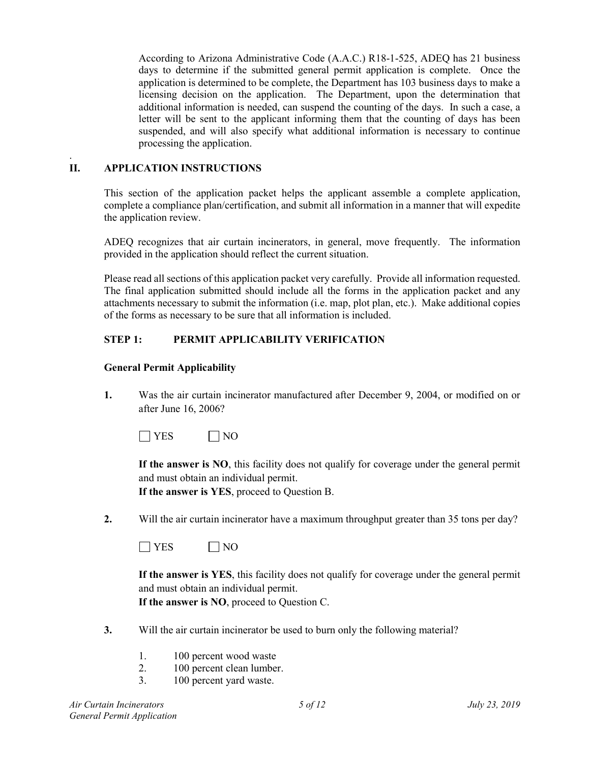According to Arizona Administrative Code (A.A.C.) R18-1-525, ADEQ has 21 business days to determine if the submitted general permit application is complete. Once the application is determined to be complete, the Department has 103 business days to make a licensing decision on the application. The Department, upon the determination that additional information is needed, can suspend the counting of the days. In such a case, a letter will be sent to the applicant informing them that the counting of days has been suspended, and will also specify what additional information is necessary to continue processing the application.

## II. APPLICATION INSTRUCTIONS

This section of the application packet helps the applicant assemble a complete application, complete a compliance plan/certification, and submit all information in a manner that will expedite the application review.

ADEQ recognizes that air curtain incinerators, in general, move frequently. The information provided in the application should reflect the current situation.

Please read all sections of this application packet very carefully. Provide all information requested. The final application submitted should include all the forms in the application packet and any attachments necessary to submit the information (i.e. map, plot plan, etc.). Make additional copies of the forms as necessary to be sure that all information is included.

### STEP 1: PERMIT APPLICABILITY VERIFICATION

**General Permit Applicability**

**1.** Was the air curtain incinerator manufactured after December 9, 2004, or modified on or after June 16, 2006?

☐ YES ☐ NO

**If the answer is NO**, this facility does not qualify for coverage under the general permit and must obtain an individual permit.
**If the answer is YES**, proceed to Question B.

**2.** Will the air curtain incinerator have a maximum throughput greater than 35 tons per day?

☐ YES ☐ NO

**If the answer is YES**, this facility does not qualify for coverage under the general permit and must obtain an individual permit.
**If the answer is NO**, proceed to Question C.

**3.** Will the air curtain incinerator be used to burn only the following material?

1. 100 percent wood waste
2. 100 percent clean lumber.
3. 100 percent yard waste.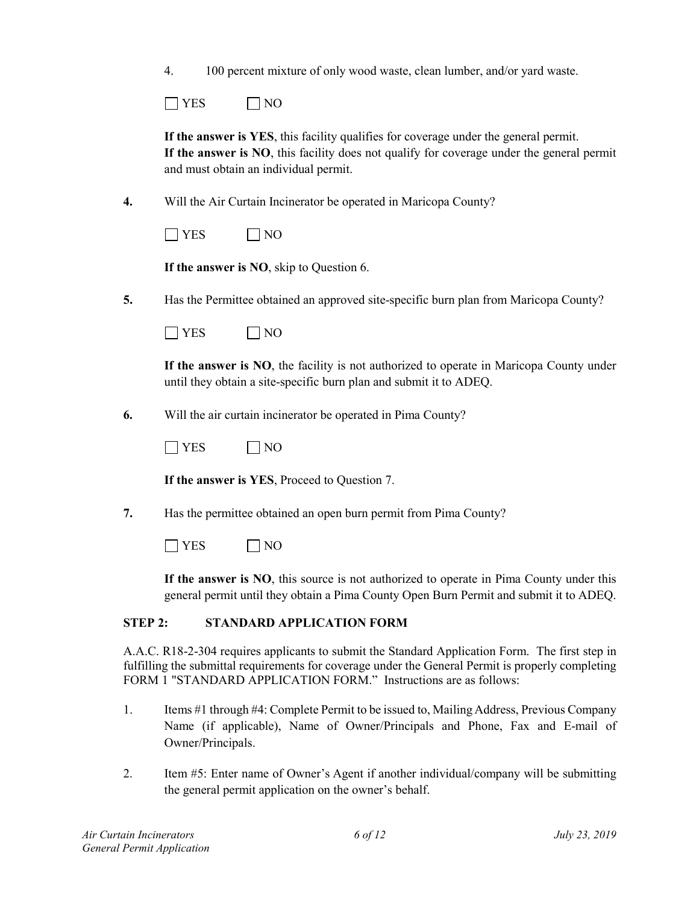4. 100 percent mixture of only wood waste, clean lumber, and/or yard waste.

☐ YES ☐ NO

**If the answer is YES**, this facility qualifies for coverage under the general permit.
**If the answer is NO**, this facility does not qualify for coverage under the general permit and must obtain an individual permit.

**4.** Will the Air Curtain Incinerator be operated in Maricopa County?

☐ YES ☐ NO

**If the answer is NO**, skip to Question 6.

**5.** Has the Permittee obtained an approved site-specific burn plan from Maricopa County?

☐ YES ☐ NO

**If the answer is NO**, the facility is not authorized to operate in Maricopa County under until they obtain a site-specific burn plan and submit it to ADEQ.

**6.** Will the air curtain incinerator be operated in Pima County?

☐ YES ☐ NO

**If the answer is YES**, Proceed to Question 7.

**7.** Has the permittee obtained an open burn permit from Pima County?

☐ YES ☐ NO

**If the answer is NO**, this source is not authorized to operate in Pima County under this general permit until they obtain a Pima County Open Burn Permit and submit it to ADEQ.

### STEP 2: STANDARD APPLICATION FORM

A.A.C. R18-2-304 requires applicants to submit the Standard Application Form. The first step in fulfilling the submittal requirements for coverage under the General Permit is properly completing FORM 1 "STANDARD APPLICATION FORM." Instructions are as follows:

1. Items #1 through #4: Complete Permit to be issued to, Mailing Address, Previous Company Name (if applicable), Name of Owner/Principals and Phone, Fax and E-mail of Owner/Principals.

2. Item #5: Enter name of Owner's Agent if another individual/company will be submitting the general permit application on the owner's behalf.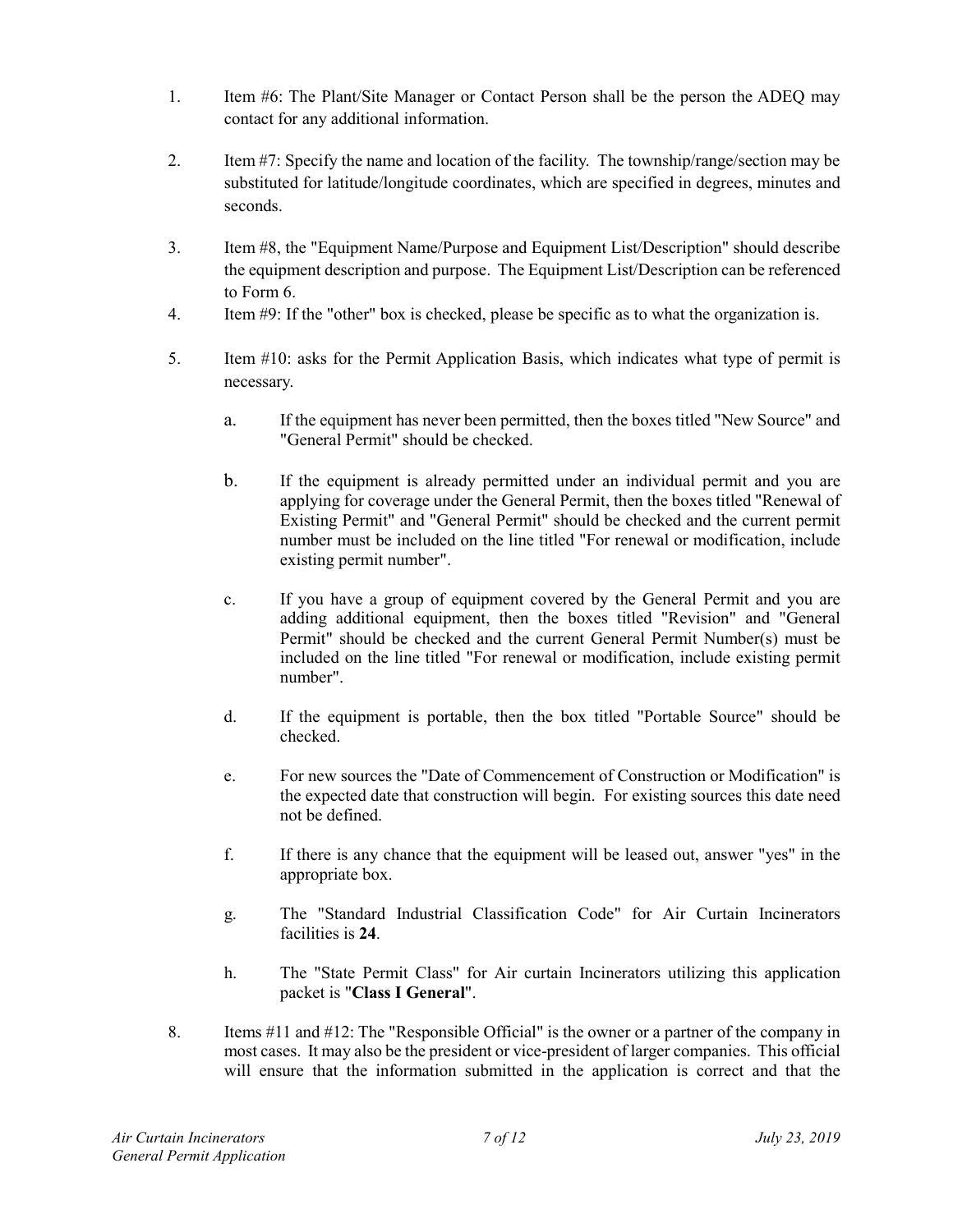1. Item #6: The Plant/Site Manager or Contact Person shall be the person the ADEQ may contact for any additional information.

2. Item #7: Specify the name and location of the facility. The township/range/section may be substituted for latitude/longitude coordinates, which are specified in degrees, minutes and seconds.

3. Item #8, the "Equipment Name/Purpose and Equipment List/Description" should describe the equipment description and purpose. The Equipment List/Description can be referenced to Form 6.

4. Item #9: If the "other" box is checked, please be specific as to what the organization is.

5. Item #10: asks for the Permit Application Basis, which indicates what type of permit is necessary.

   a. If the equipment has never been permitted, then the boxes titled "New Source" and "General Permit" should be checked.

   b. If the equipment is already permitted under an individual permit and you are applying for coverage under the General Permit, then the boxes titled "Renewal of Existing Permit" and "General Permit" should be checked and the current permit number must be included on the line titled "For renewal or modification, include existing permit number".

   c. If you have a group of equipment covered by the General Permit and you are adding additional equipment, then the boxes titled "Revision" and "General Permit" should be checked and the current General Permit Number(s) must be included on the line titled "For renewal or modification, include existing permit number".

   d. If the equipment is portable, then the box titled "Portable Source" should be checked.

   e. For new sources the "Date of Commencement of Construction or Modification" is the expected date that construction will begin. For existing sources this date need not be defined.

   f. If there is any chance that the equipment will be leased out, answer "yes" in the appropriate box.

   g. The "Standard Industrial Classification Code" for Air Curtain Incinerators facilities is **24**.

   h. The "State Permit Class" for Air curtain Incinerators utilizing this application packet is "**Class I General**".

8. Items #11 and #12: The "Responsible Official" is the owner or a partner of the company in most cases. It may also be the president or vice-president of larger companies. This official will ensure that the information submitted in the application is correct and that the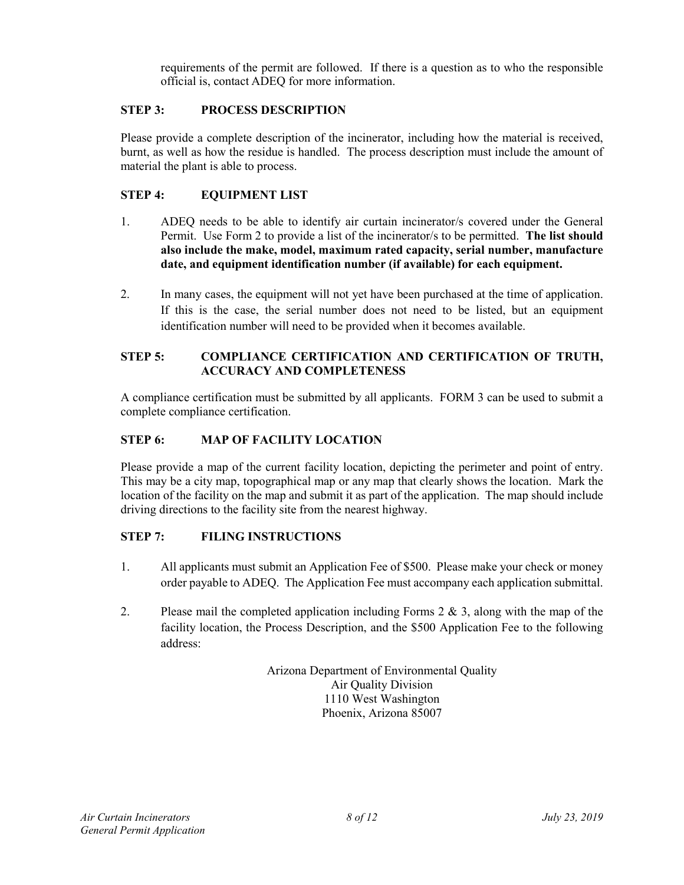requirements of the permit are followed. If there is a question as to who the responsible official is, contact ADEQ for more information.

## STEP 3: PROCESS DESCRIPTION

Please provide a complete description of the incinerator, including how the material is received, burnt, as well as how the residue is handled. The process description must include the amount of material the plant is able to process.

## STEP 4: EQUIPMENT LIST

1. ADEQ needs to be able to identify air curtain incinerator/s covered under the General Permit. Use Form 2 to provide a list of the incinerator/s to be permitted. **The list should also include the make, model, maximum rated capacity, serial number, manufacture date, and equipment identification number (if available) for each equipment.**

2. In many cases, the equipment will not yet have been purchased at the time of application. If this is the case, the serial number does not need to be listed, but an equipment identification number will need to be provided when it becomes available.

## STEP 5: COMPLIANCE CERTIFICATION AND CERTIFICATION OF TRUTH, ACCURACY AND COMPLETENESS

A compliance certification must be submitted by all applicants. FORM 3 can be used to submit a complete compliance certification.

## STEP 6: MAP OF FACILITY LOCATION

Please provide a map of the current facility location, depicting the perimeter and point of entry. This may be a city map, topographical map or any map that clearly shows the location. Mark the location of the facility on the map and submit it as part of the application. The map should include driving directions to the facility site from the nearest highway.

## STEP 7: FILING INSTRUCTIONS

1. All applicants must submit an Application Fee of $500. Please make your check or money order payable to ADEQ. The Application Fee must accompany each application submittal.

2. Please mail the completed application including Forms 2 & 3, along with the map of the facility location, the Process Description, and the $500 Application Fee to the following address:

Arizona Department of Environmental Quality
Air Quality Division
1110 West Washington
Phoenix, Arizona 85007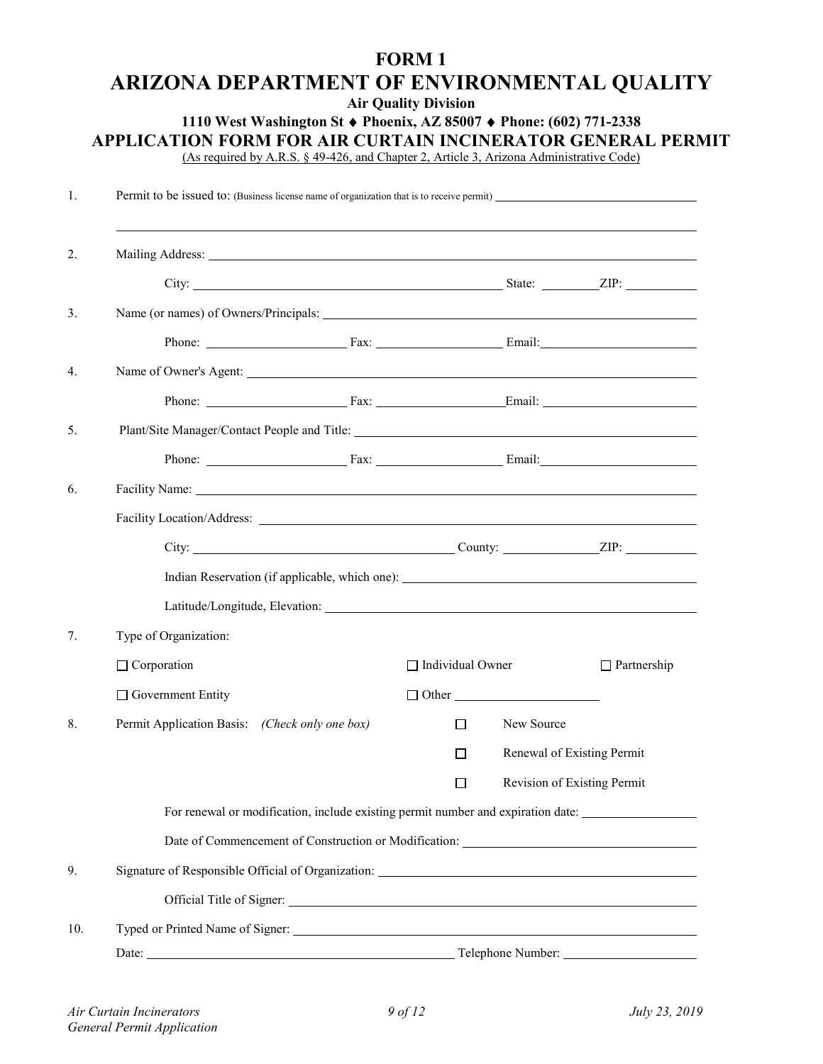# FORM 1

# ARIZONA DEPARTMENT OF ENVIRONMENTAL QUALITY

**Air Quality Division**

**1110 West Washington St ♦ Phoenix, AZ 85007 ♦ Phone: (602) 771-2338**

## APPLICATION FORM FOR AIR CURTAIN INCINERATOR GENERAL PERMIT

(As required by A.R.S. § 49-426, and Chapter 2, Article 3, Arizona Administrative Code)

1. Permit to be issued to: (Business license name of organization that is to receive permit) ______________________

   ______________________________________________________________

2. Mailing Address: ______________________________________________

   City: ______________________ State: ________ ZIP: __________

3. Name (or names) of Owners/Principals: ______________________________

   Phone: ______________ Fax: ______________ Email: ______________

4. Name of Owner's Agent: ______________________________________

   Phone: ______________ Fax: ______________ Email: ______________

5. Plant/Site Manager/Contact People and Title: __________________________

   Phone: ______________ Fax: ______________ Email: ______________

6. Facility Name: ______________________________________________

   Facility Location/Address: ______________________________________

   City: ______________________ County: ____________ ZIP: __________

   Indian Reservation (if applicable, which one): ____________________________

   Latitude/Longitude, Elevation: ____________________________________

7. Type of Organization:

   ☐ Corporation    ☐ Individual Owner    ☐ Partnership

   ☐ Government Entity    ☐ Other ______________

8. Permit Application Basis: *(Check only one box)*

   ☐ New Source

   ☐ Renewal of Existing Permit

   ☐ Revision of Existing Permit

   For renewal or modification, include existing permit number and expiration date: ____________

   Date of Commencement of Construction or Modification: ____________________

9. Signature of Responsible Official of Organization: ____________________________

   Official Title of Signer: ________________________________________

10. Typed or Printed Name of Signer: ____________________________________

    Date: ______________________ Telephone Number: ______________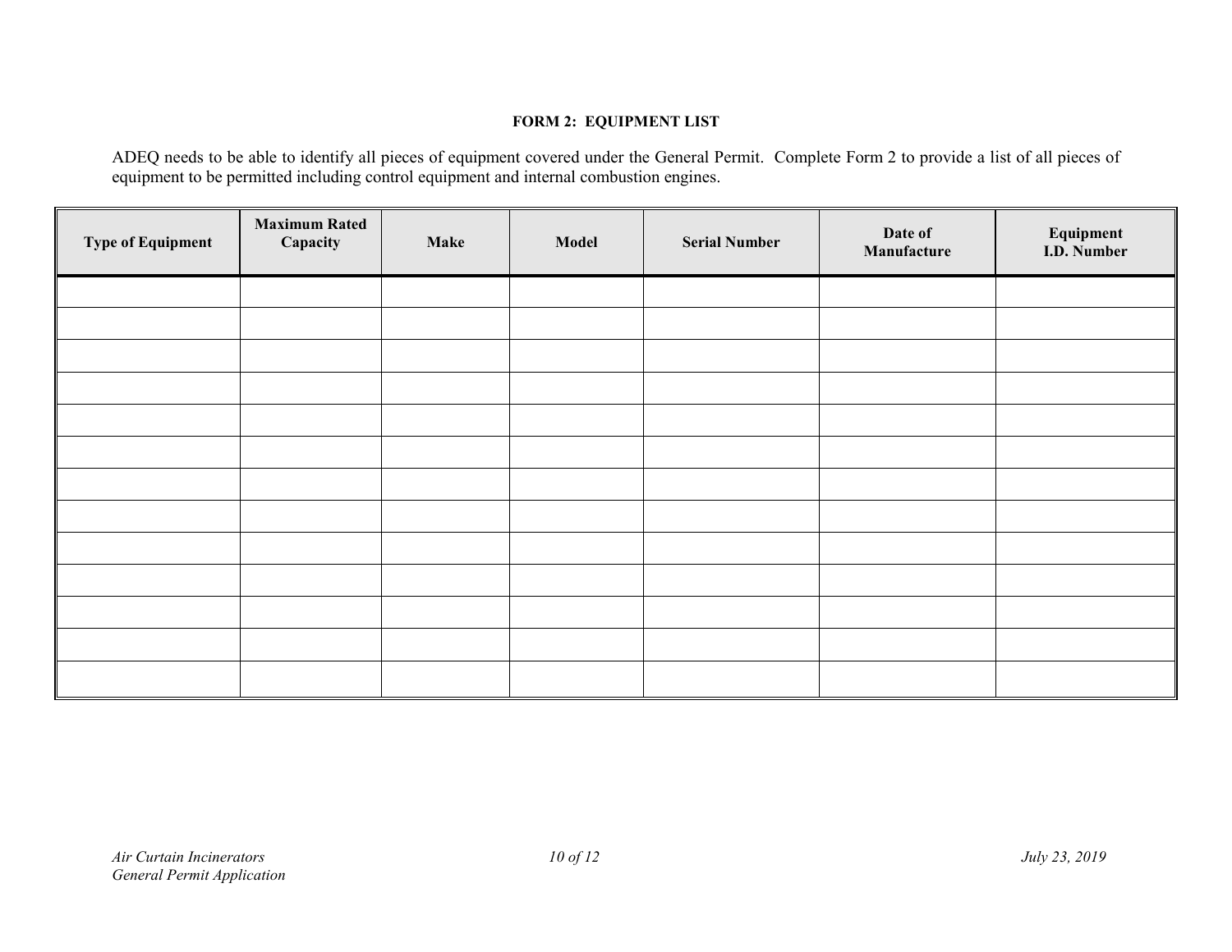**FORM 2: EQUIPMENT LIST**

ADEQ needs to be able to identify all pieces of equipment covered under the General Permit. Complete Form 2 to provide a list of all pieces of equipment to be permitted including control equipment and internal combustion engines.

| Type of Equipment | Maximum Rated Capacity | Make | Model | Serial Number | Date of Manufacture | Equipment I.D. Number |
|---|---|---|---|---|---|---|
| | | | | | | |
| | | | | | | |
| | | | | | | |
| | | | | | | |
| | | | | | | |
| | | | | | | |
| | | | | | | |
| | | | | | | |
| | | | | | | |
| | | | | | | |
| | | | | | | |
| | | | | | | |
| | | | | | | |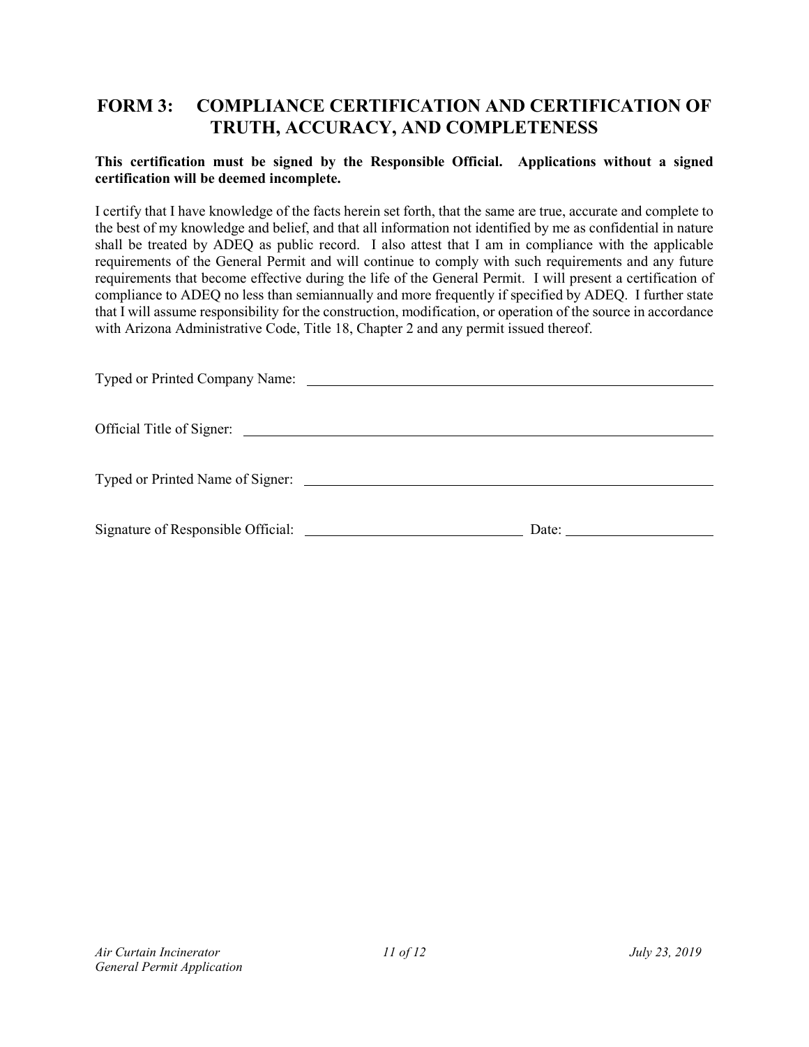## FORM 3: COMPLIANCE CERTIFICATION AND CERTIFICATION OF TRUTH, ACCURACY, AND COMPLETENESS

**This certification must be signed by the Responsible Official. Applications without a signed certification will be deemed incomplete.**

I certify that I have knowledge of the facts herein set forth, that the same are true, accurate and complete to the best of my knowledge and belief, and that all information not identified by me as confidential in nature shall be treated by ADEQ as public record. I also attest that I am in compliance with the applicable requirements of the General Permit and will continue to comply with such requirements and any future requirements that become effective during the life of the General Permit. I will present a certification of compliance to ADEQ no less than semiannually and more frequently if specified by ADEQ. I further state that I will assume responsibility for the construction, modification, or operation of the source in accordance with Arizona Administrative Code, Title 18, Chapter 2 and any permit issued thereof.

Typed or Printed Company Name: ____________________________________________

Official Title of Signer: ____________________________________________

Typed or Printed Name of Signer: ____________________________________________

Signature of Responsible Official: ______________________________ Date: ____________________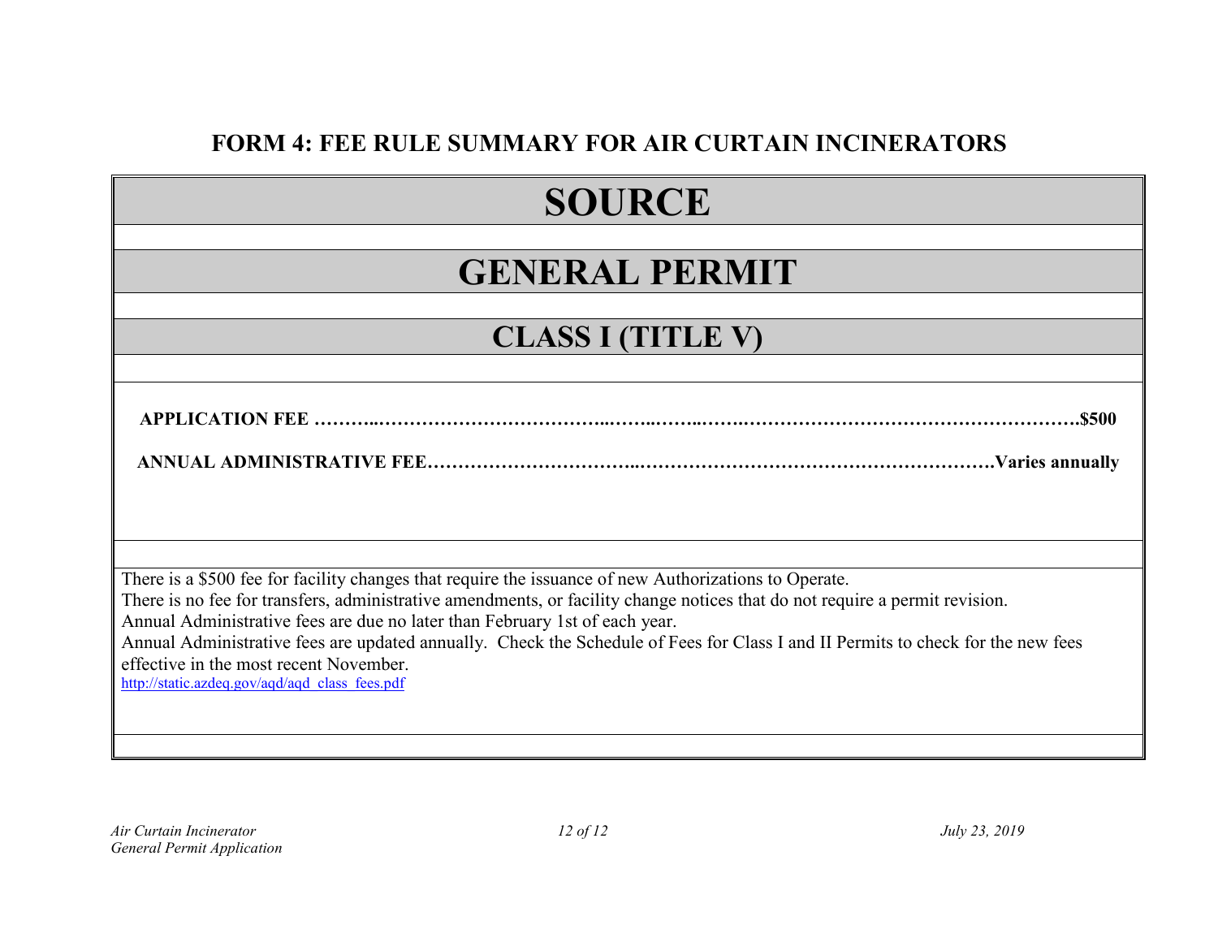# FORM 4: FEE RULE SUMMARY FOR AIR CURTAIN INCINERATORS

## SOURCE

## GENERAL PERMIT

## CLASS I (TITLE V)

**APPLICATION FEE ……………………………………………………………………………………………………………….$500**

**ANNUAL ADMINISTRATIVE FEE……………………………………………………………………………………………Varies annually**

There is a $500 fee for facility changes that require the issuance of new Authorizations to Operate.
There is no fee for transfers, administrative amendments, or facility change notices that do not require a permit revision.
Annual Administrative fees are due no later than February 1st of each year.
Annual Administrative fees are updated annually. Check the Schedule of Fees for Class I and II Permits to check for the new fees effective in the most recent November.
http://static.azdeq.gov/aqd/aqd_class_fees.pdf